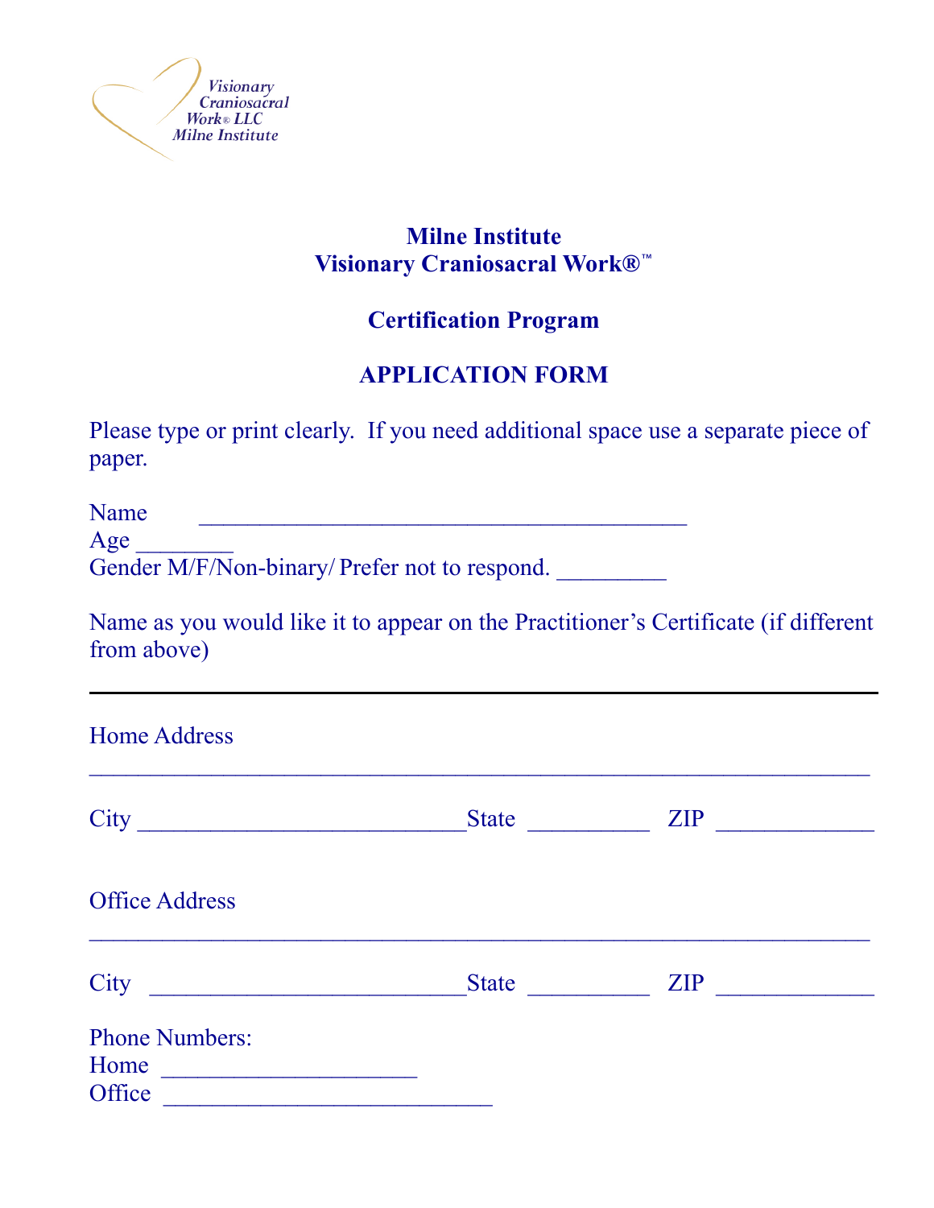Visionary Craniosacral Work® LLC Milne Institute

# Milne Institute
# Visionary Craniosacral Work®™

## Certification Program

## APPLICATION FORM

Please type or print clearly. If you need additional space use a separate piece of paper.

Name ________________________________________

Age ________

Gender M/F/Non-binary/ Prefer not to respond. _________

Name as you would like it to appear on the Practitioner's Certificate (if different from above)

---

Home Address

________________________________________________________________

City ___________________________State __________ ZIP _____________

Office Address

________________________________________________________________

City __________________________State __________ ZIP _____________

Phone Numbers:

Home _____________________

Office ___________________________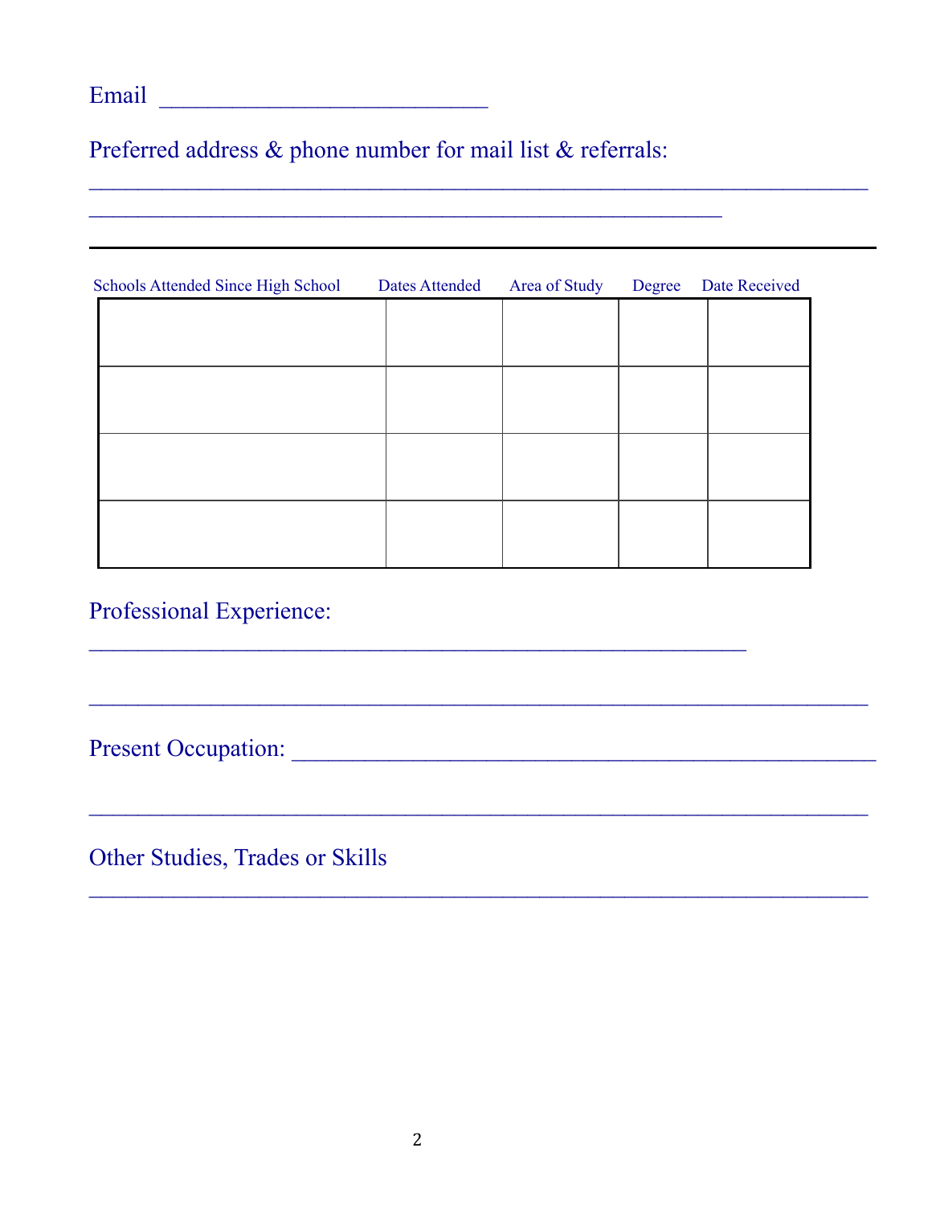Email ___________________________

Preferred address & phone number for mail list & referrals:

________________________________________________________________

____________________________________________________

---

| Schools Attended Since High School | Dates Attended | Area of Study | Degree | Date Received |
|---|---|---|---|---|
| | | | | |
| | | | | |
| | | | | |
| | | | | |

Professional Experience:

______________________________________________________

________________________________________________________________

Present Occupation: ________________________________________________

________________________________________________________________

Other Studies, Trades or Skills

________________________________________________________________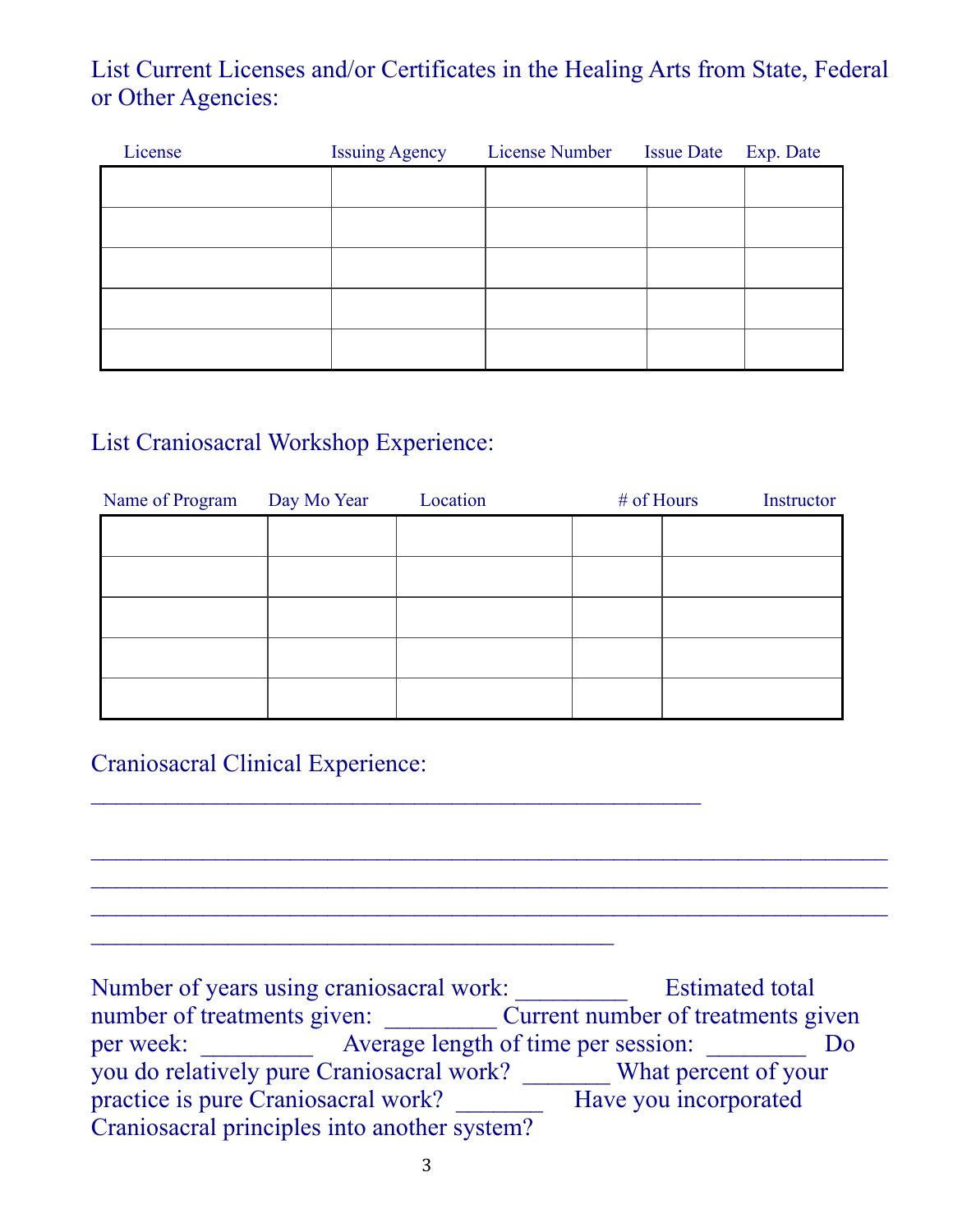List Current Licenses and/or Certificates in the Healing Arts from State, Federal or Other Agencies:

| License | Issuing Agency | License Number | Issue Date | Exp. Date |
|---|---|---|---|---|
| | | | | |
| | | | | |
| | | | | |
| | | | | |
| | | | | |

List Craniosacral Workshop Experience:

| Name of Program | Day Mo Year | Location | # of Hours | Instructor |
|---|---|---|---|---|
| | | | | |
| | | | | |
| | | | | |
| | | | | |
| | | | | |

Craniosacral Clinical Experience:
______________________________________________

____________________________________________________________
____________________________________________________________
____________________________________________________________
________________________________________

Number of years using craniosacral work: _________ Estimated total number of treatments given: _________ Current number of treatments given per week: _________ Average length of time per session: ________ Do you do relatively pure Craniosacral work? _______ What percent of your practice is pure Craniosacral work? _______ Have you incorporated Craniosacral principles into another system?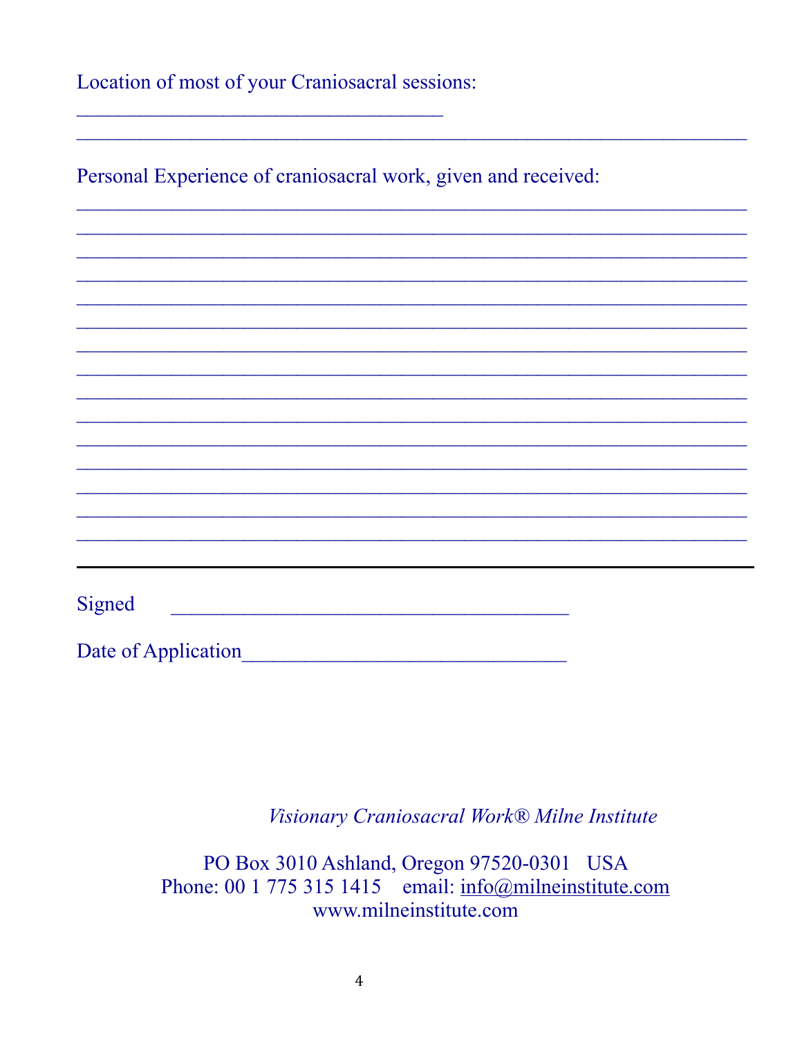Location of most of your Craniosacral sessions:

___________________________________

_________________________________________________________________

Personal Experience of craniosacral work, given and received:

_________________________________________________________________

_________________________________________________________________

_________________________________________________________________

_________________________________________________________________

_________________________________________________________________

_________________________________________________________________

_________________________________________________________________

_________________________________________________________________

_________________________________________________________________

_________________________________________________________________

_________________________________________________________________

_________________________________________________________________

_________________________________________________________________

_________________________________________________________________

_________________________________________________________________

---

Signed ______________________________________

Date of Application_______________________________

*Visionary Craniosacral Work® Milne Institute*

PO Box 3010 Ashland, Oregon 97520-0301 USA
Phone: 00 1 775 315 1415 email: info@milneinstitute.com
www.milneinstitute.com